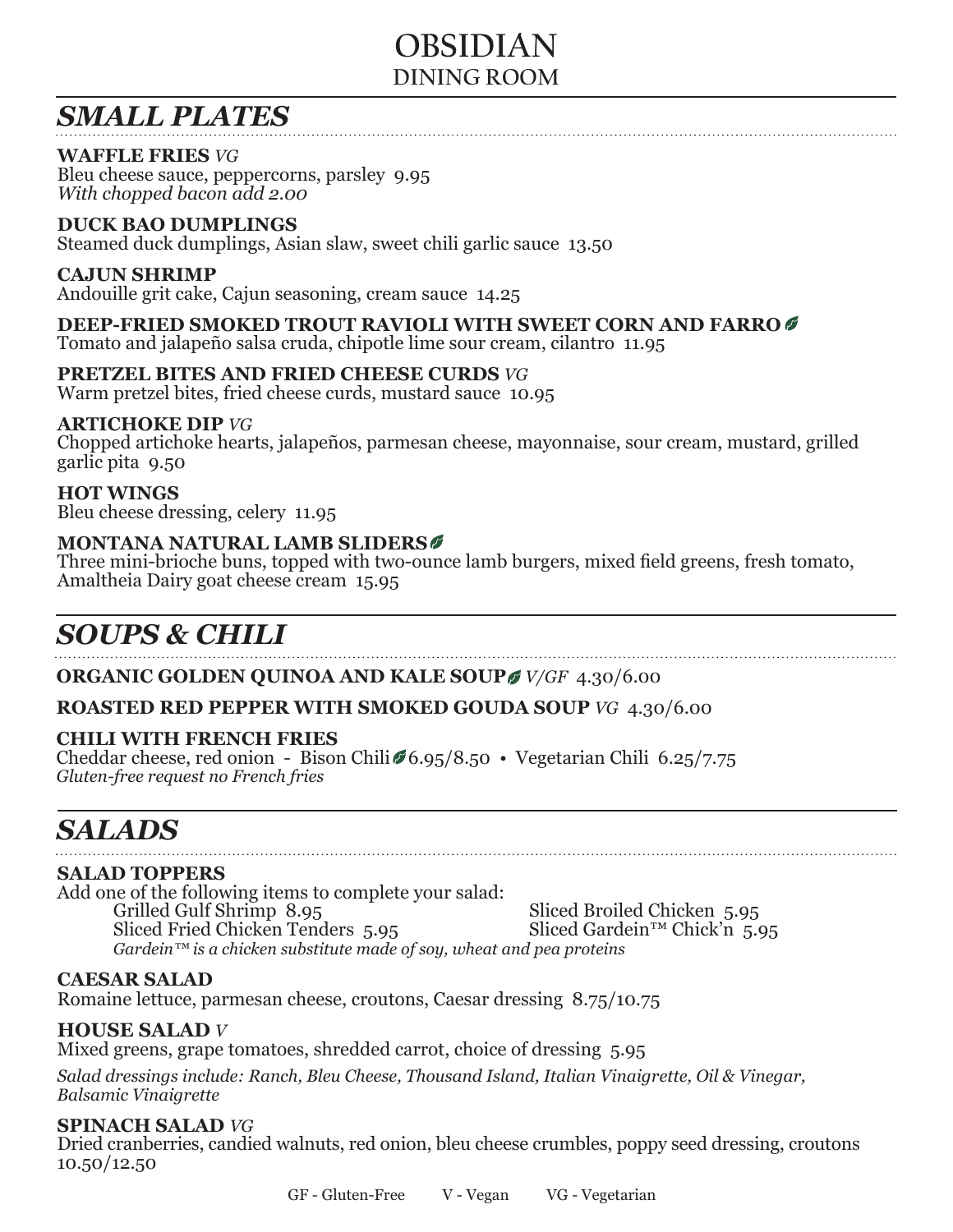# OBSIDIAN
## DINING ROOM

## *SMALL PLATES*

**WAFFLE FRIES** *VG*
Bleu cheese sauce, peppercorns, parsley 9.95
*With chopped bacon add 2.00*

**DUCK BAO DUMPLINGS**
Steamed duck dumplings, Asian slaw, sweet chili garlic sauce 13.50

**CAJUN SHRIMP**
Andouille grit cake, Cajun seasoning, cream sauce 14.25

**DEEP-FRIED SMOKED TROUT RAVIOLI WITH SWEET CORN AND FARRO**
Tomato and jalapeño salsa cruda, chipotle lime sour cream, cilantro 11.95

**PRETZEL BITES AND FRIED CHEESE CURDS** *VG*
Warm pretzel bites, fried cheese curds, mustard sauce 10.95

**ARTICHOKE DIP** *VG*
Chopped artichoke hearts, jalapeños, parmesan cheese, mayonnaise, sour cream, mustard, grilled garlic pita 9.50

**HOT WINGS**
Bleu cheese dressing, celery 11.95

**MONTANA NATURAL LAMB SLIDERS**
Three mini-brioche buns, topped with two-ounce lamb burgers, mixed field greens, fresh tomato, Amaltheia Dairy goat cheese cream 15.95

## *SOUPS & CHILI*

**ORGANIC GOLDEN QUINOA AND KALE SOUP** *V/GF* 4.30/6.00

**ROASTED RED PEPPER WITH SMOKED GOUDA SOUP** *VG* 4.30/6.00

**CHILI WITH FRENCH FRIES**
Cheddar cheese, red onion - Bison Chili 6.95/8.50 • Vegetarian Chili 6.25/7.75
*Gluten-free request no French fries*

## *SALADS*

**SALAD TOPPERS**
Add one of the following items to complete your salad:

- Grilled Gulf Shrimp 8.95
- Sliced Broiled Chicken 5.95
- Sliced Fried Chicken Tenders 5.95
- Sliced Gardein™ Chick'n 5.95

*Gardein™ is a chicken substitute made of soy, wheat and pea proteins*

**CAESAR SALAD**
Romaine lettuce, parmesan cheese, croutons, Caesar dressing 8.75/10.75

**HOUSE SALAD** *V*
Mixed greens, grape tomatoes, shredded carrot, choice of dressing 5.95

*Salad dressings include: Ranch, Bleu Cheese, Thousand Island, Italian Vinaigrette, Oil & Vinegar, Balsamic Vinaigrette*

**SPINACH SALAD** *VG*
Dried cranberries, candied walnuts, red onion, bleu cheese crumbles, poppy seed dressing, croutons 10.50/12.50

GF - Gluten-Free  V - Vegan  VG - Vegetarian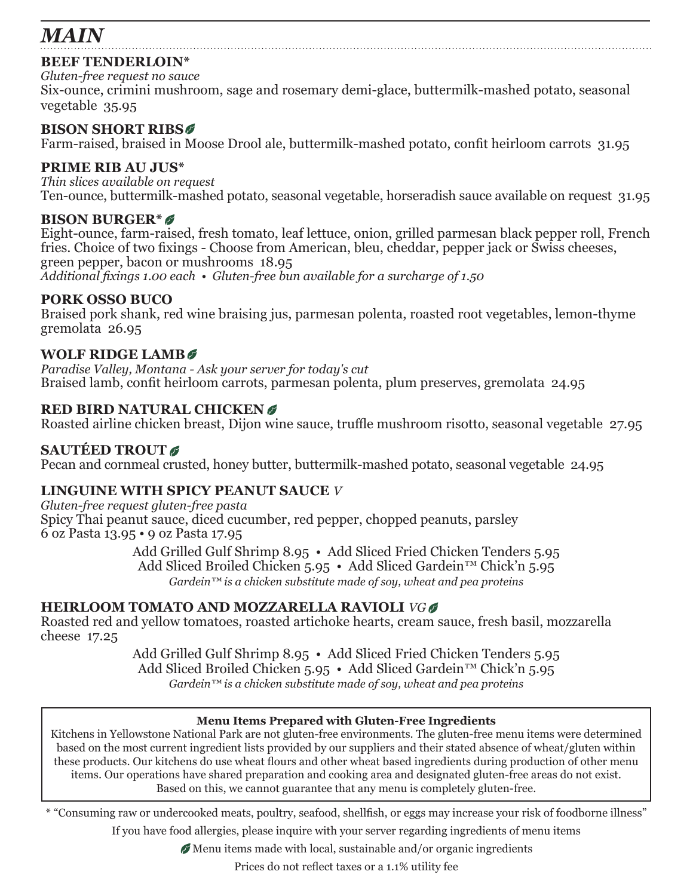# *MAIN*

### BEEF TENDERLOIN*

*Gluten-free request no sauce*

Six-ounce, crimini mushroom, sage and rosemary demi-glace, buttermilk-mashed potato, seasonal vegetable 35.95

### BISON SHORT RIBS

Farm-raised, braised in Moose Drool ale, buttermilk-mashed potato, confit heirloom carrots 31.95

### PRIME RIB AU JUS*

*Thin slices available on request*

Ten-ounce, buttermilk-mashed potato, seasonal vegetable, horseradish sauce available on request 31.95

### BISON BURGER*

Eight-ounce, farm-raised, fresh tomato, leaf lettuce, onion, grilled parmesan black pepper roll, French fries. Choice of two fixings - Choose from American, bleu, cheddar, pepper jack or Swiss cheeses, green pepper, bacon or mushrooms 18.95

*Additional fixings 1.00 each • Gluten-free bun available for a surcharge of 1.50*

### PORK OSSO BUCO

Braised pork shank, red wine braising jus, parmesan polenta, roasted root vegetables, lemon-thyme gremolata 26.95

### WOLF RIDGE LAMB

*Paradise Valley, Montana - Ask your server for today's cut*

Braised lamb, confit heirloom carrots, parmesan polenta, plum preserves, gremolata 24.95

### RED BIRD NATURAL CHICKEN

Roasted airline chicken breast, Dijon wine sauce, truffle mushroom risotto, seasonal vegetable 27.95

### SAUTÉED TROUT

Pecan and cornmeal crusted, honey butter, buttermilk-mashed potato, seasonal vegetable 24.95

### LINGUINE WITH SPICY PEANUT SAUCE *V*

*Gluten-free request gluten-free pasta*

Spicy Thai peanut sauce, diced cucumber, red pepper, chopped peanuts, parsley

6 oz Pasta 13.95 • 9 oz Pasta 17.95

Add Grilled Gulf Shrimp 8.95 • Add Sliced Fried Chicken Tenders 5.95

Add Sliced Broiled Chicken 5.95 • Add Sliced Gardein™ Chick'n 5.95

*Gardein™ is a chicken substitute made of soy, wheat and pea proteins*

### HEIRLOOM TOMATO AND MOZZARELLA RAVIOLI *VG*

Roasted red and yellow tomatoes, roasted artichoke hearts, cream sauce, fresh basil, mozzarella cheese 17.25

Add Grilled Gulf Shrimp 8.95 • Add Sliced Fried Chicken Tenders 5.95

Add Sliced Broiled Chicken 5.95 • Add Sliced Gardein™ Chick'n 5.95

*Gardein™ is a chicken substitute made of soy, wheat and pea proteins*

**Menu Items Prepared with Gluten-Free Ingredients**

Kitchens in Yellowstone National Park are not gluten-free environments. The gluten-free menu items were determined based on the most current ingredient lists provided by our suppliers and their stated absence of wheat/gluten within these products. Our kitchens do use wheat flours and other wheat based ingredients during production of other menu items. Our operations have shared preparation and cooking area and designated gluten-free areas do not exist. Based on this, we cannot guarantee that any menu is completely gluten-free.

* "Consuming raw or undercooked meats, poultry, seafood, shellfish, or eggs may increase your risk of foodborne illness"

If you have food allergies, please inquire with your server regarding ingredients of menu items

Menu items made with local, sustainable and/or organic ingredients

Prices do not reflect taxes or a 1.1% utility fee